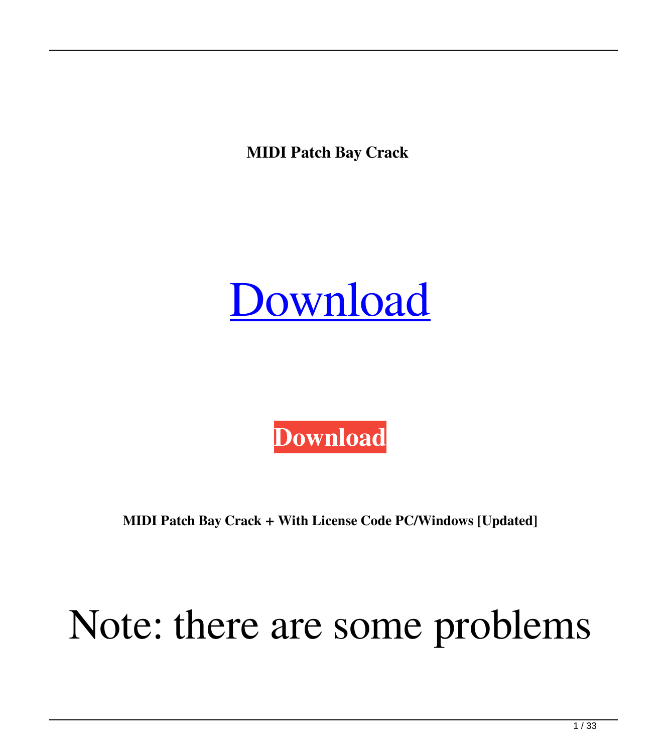**MIDI Patch Bay Crack**

# Download

**Download**

**MIDI Patch Bay Crack + With License Code PC/Windows [Updated]**

# Note: there are some problems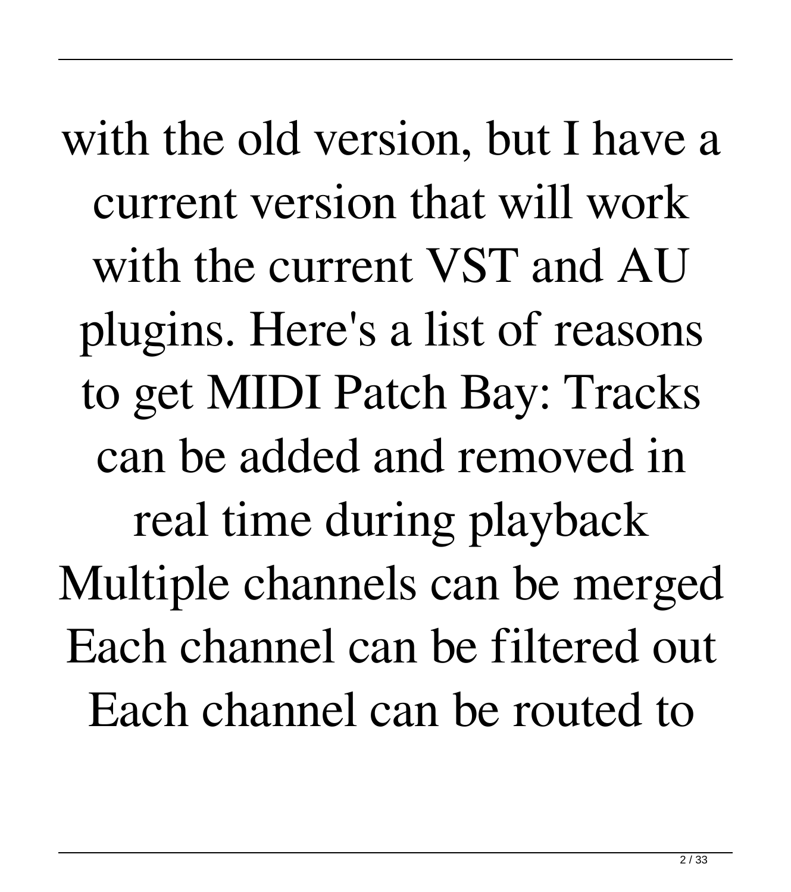with the old version, but I have a current version that will work with the current VST and AU plugins. Here's a list of reasons to get MIDI Patch Bay: Tracks can be added and removed in real time during playback Multiple channels can be merged Each channel can be filtered out Each channel can be routed to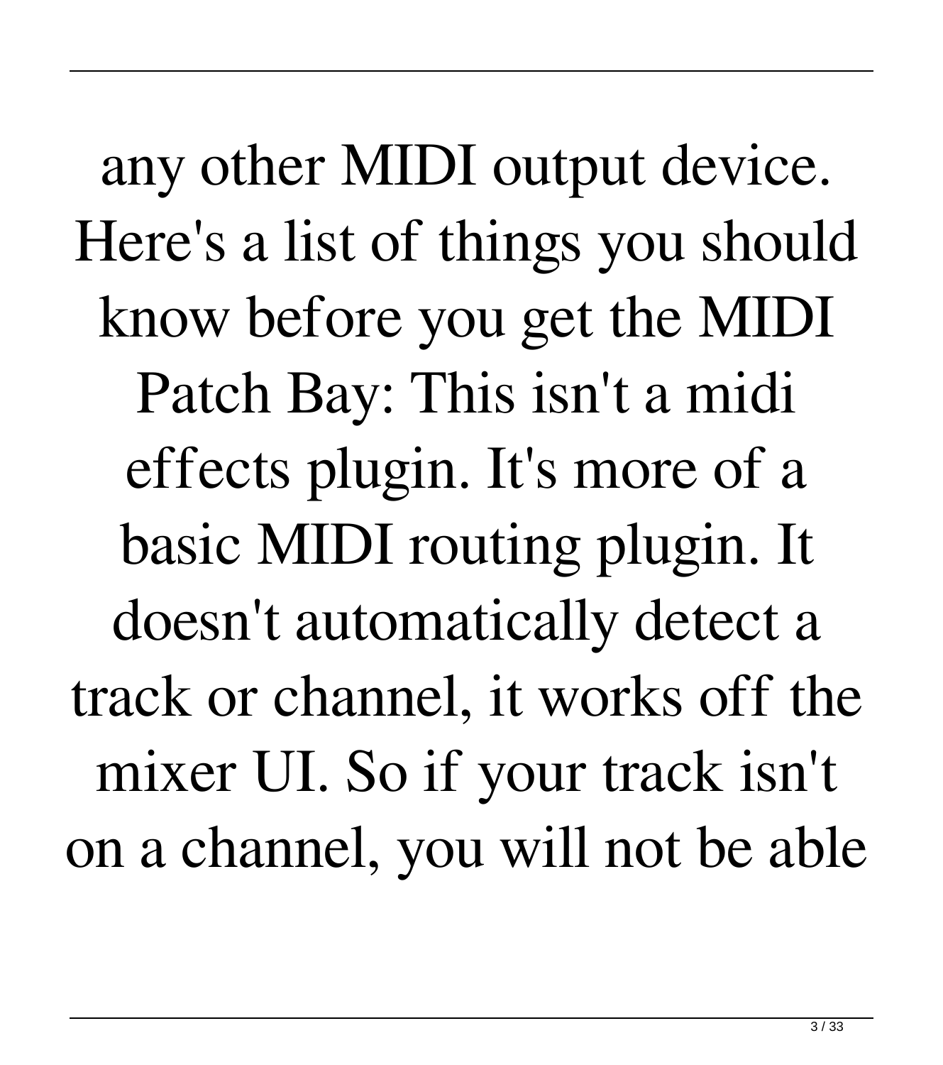any other MIDI output device. Here's a list of things you should know before you get the MIDI Patch Bay: This isn't a midi effects plugin. It's more of a basic MIDI routing plugin. It doesn't automatically detect a track or channel, it works off the mixer UI. So if your track isn't on a channel, you will not be able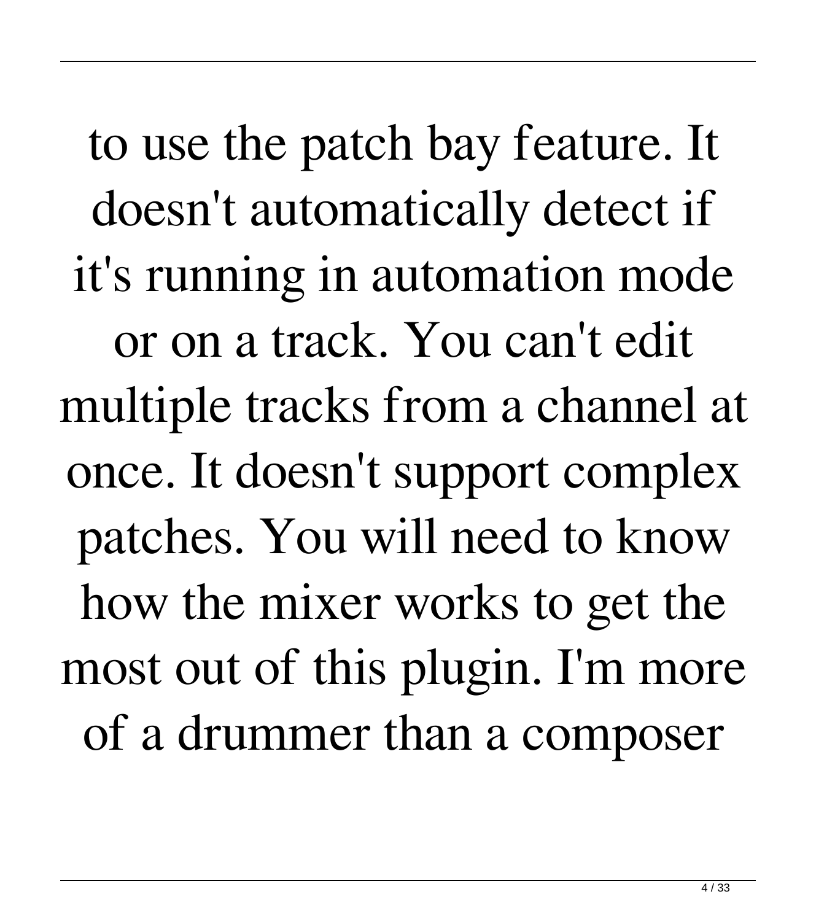to use the patch bay feature. It doesn't automatically detect if it's running in automation mode or on a track. You can't edit multiple tracks from a channel at once. It doesn't support complex patches. You will need to know how the mixer works to get the most out of this plugin. I'm more of a drummer than a composer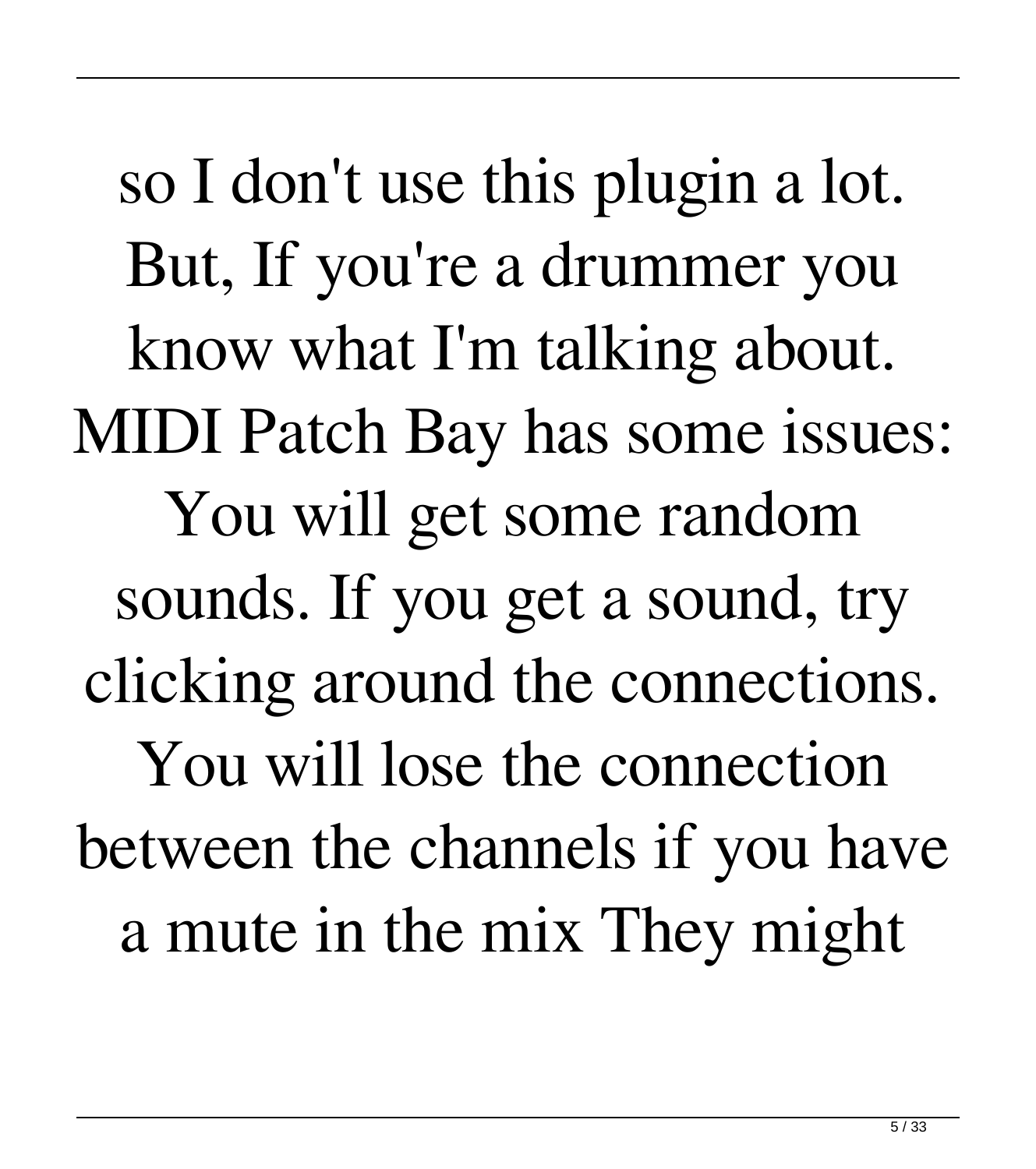so I don't use this plugin a lot. But, If you're a drummer you know what I'm talking about. MIDI Patch Bay has some issues: You will get some random sounds. If you get a sound, try clicking around the connections. You will lose the connection between the channels if you have a mute in the mix They might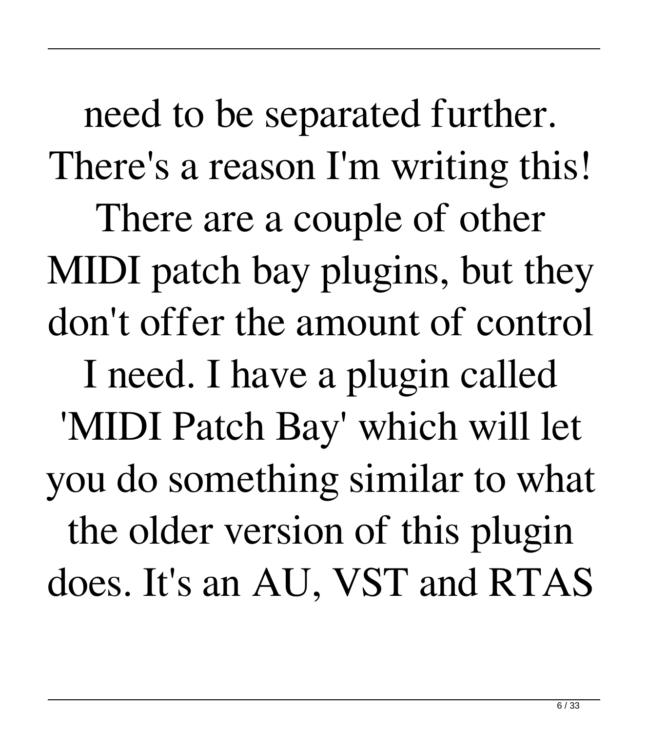need to be separated further. There's a reason I'm writing this! There are a couple of other MIDI patch bay plugins, but they don't offer the amount of control I need. I have a plugin called 'MIDI Patch Bay' which will let you do something similar to what the older version of this plugin does. It's an AU, VST and RTAS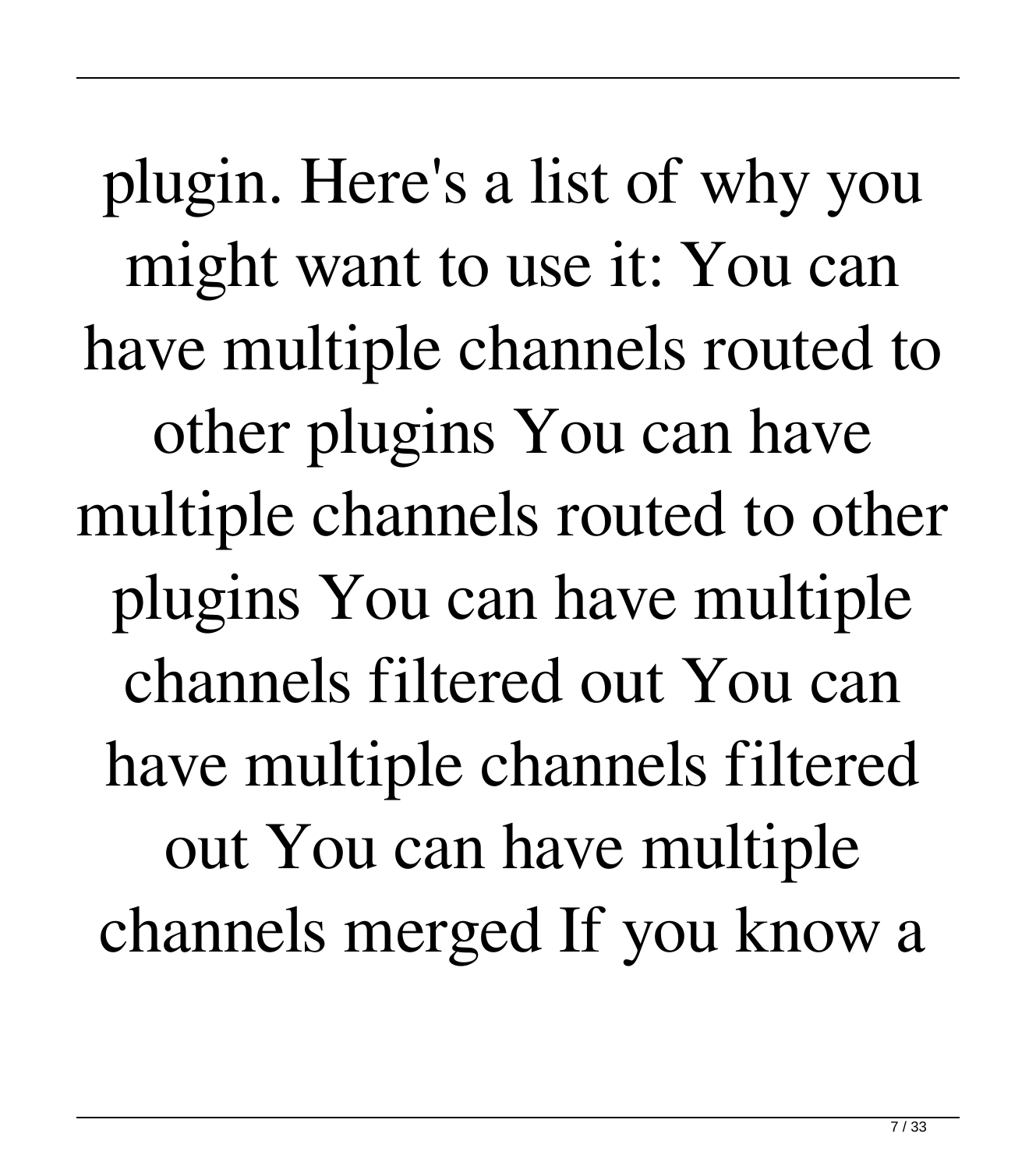plugin. Here's a list of why you might want to use it: You can have multiple channels routed to other plugins You can have multiple channels routed to other plugins You can have multiple channels filtered out You can have multiple channels filtered out You can have multiple channels merged If you know a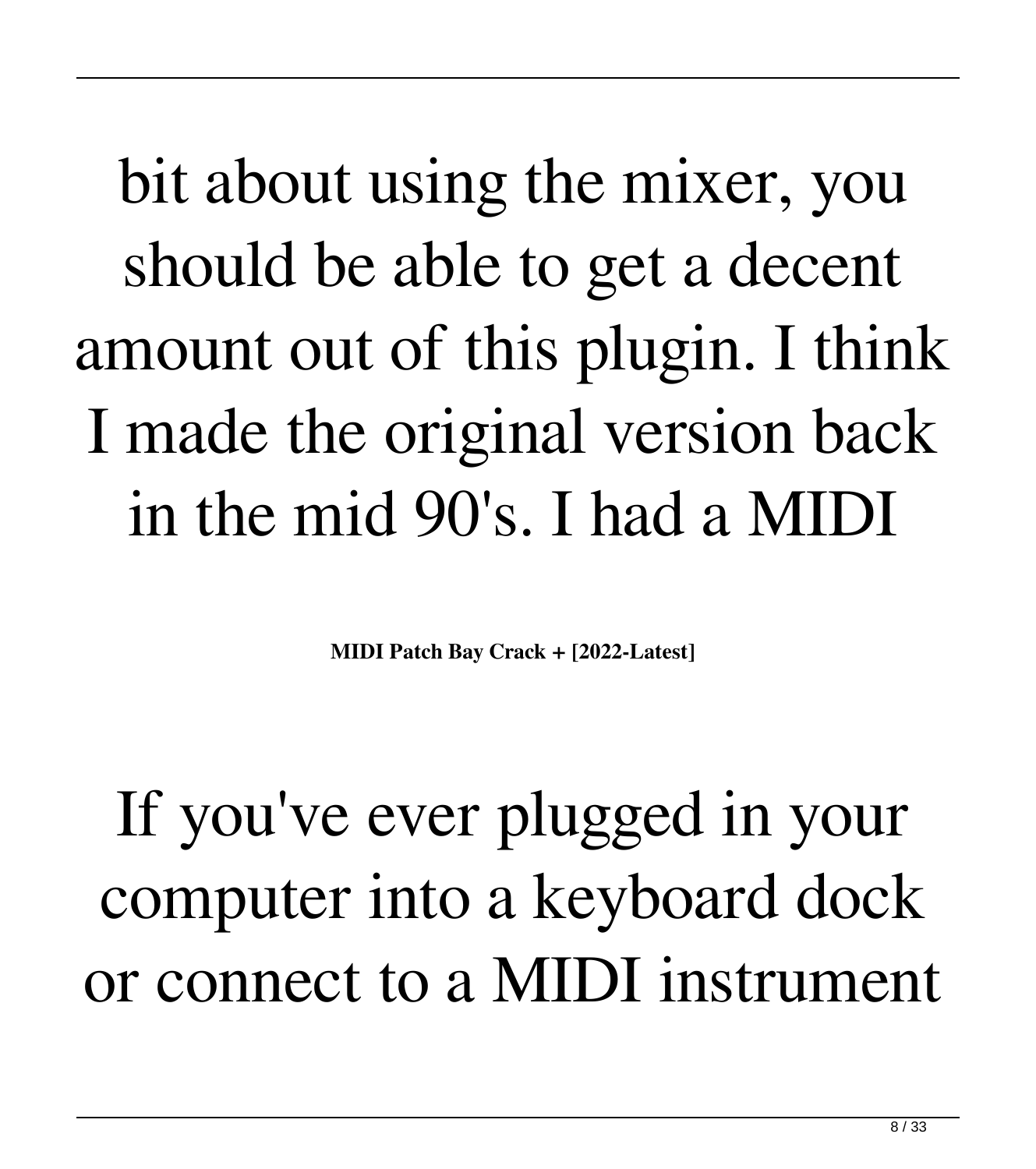bit about using the mixer, you should be able to get a decent amount out of this plugin. I think I made the original version back in the mid 90's. I had a MIDI

**MIDI Patch Bay Crack + [2022-Latest]**

If you've ever plugged in your computer into a keyboard dock or connect to a MIDI instrument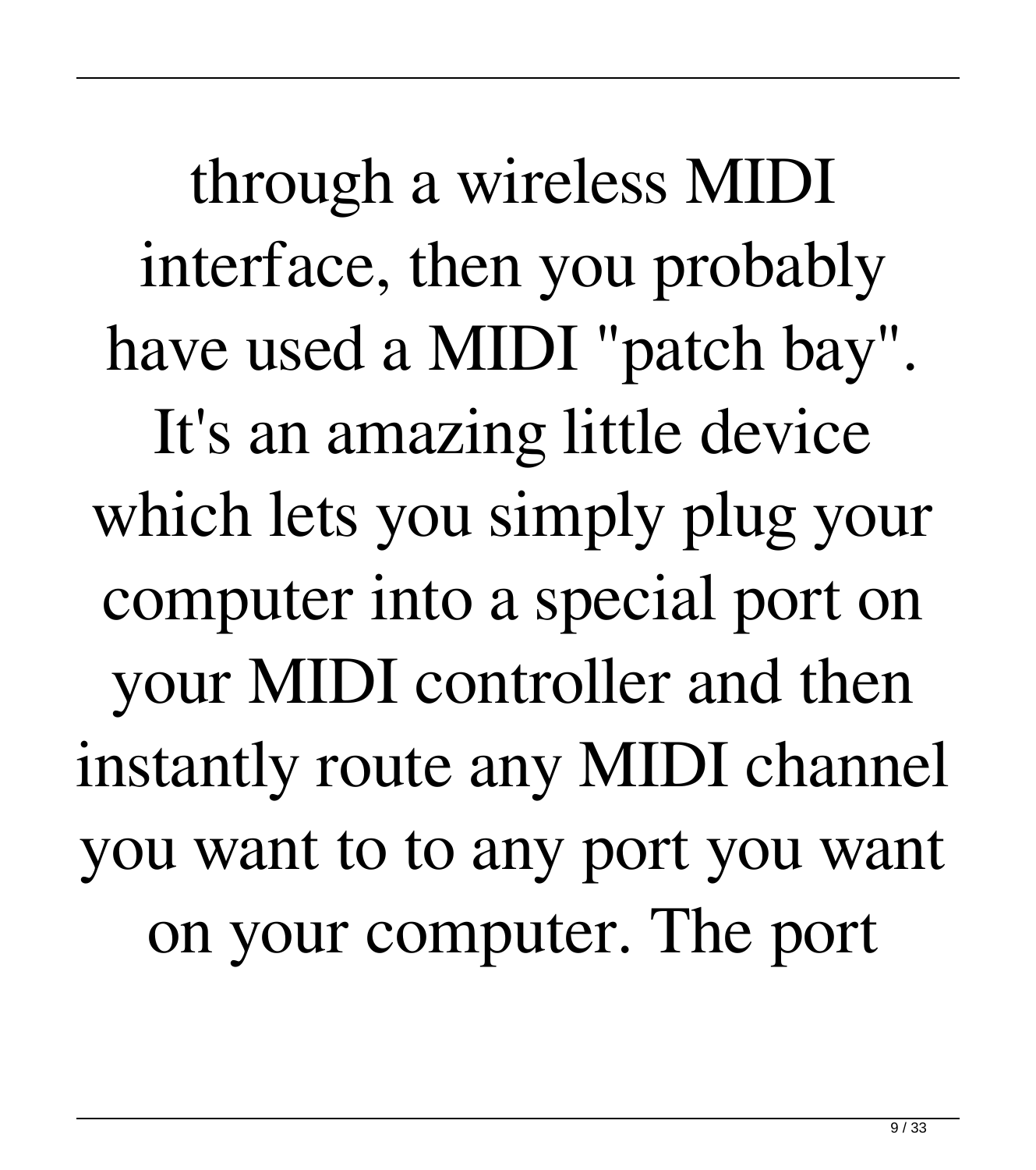through a wireless MIDI interface, then you probably have used a MIDI "patch bay". It's an amazing little device which lets you simply plug your computer into a special port on your MIDI controller and then instantly route any MIDI channel you want to to any port you want on your computer. The port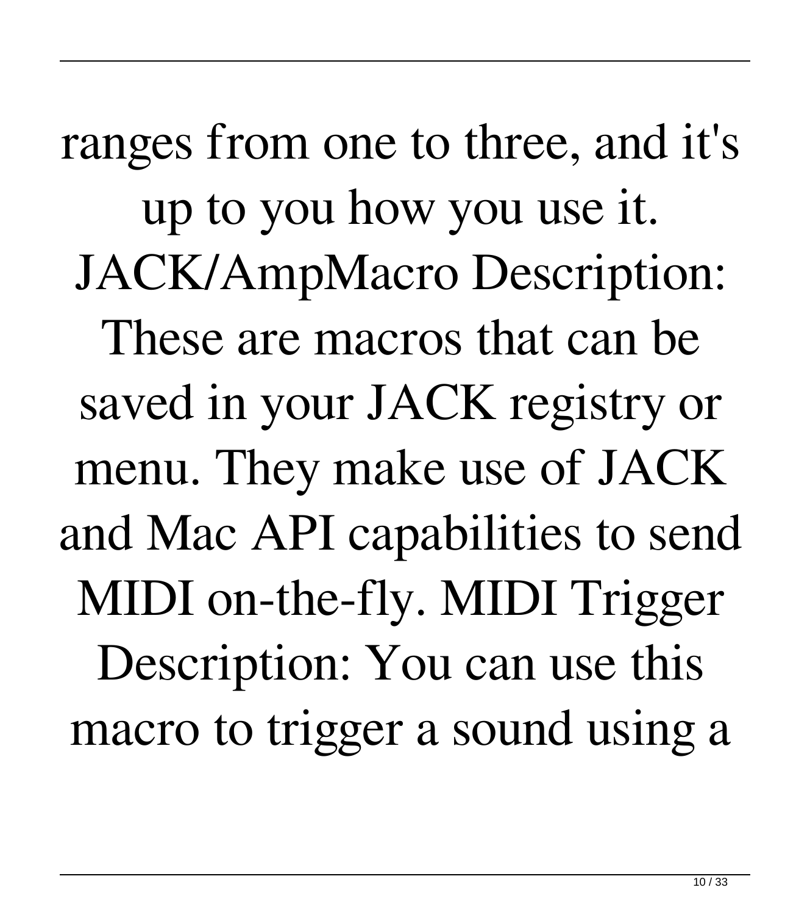ranges from one to three, and it's up to you how you use it. JACK/AmpMacro Description: These are macros that can be saved in your JACK registry or menu. They make use of JACK and Mac API capabilities to send MIDI on-the-fly. MIDI Trigger Description: You can use this macro to trigger a sound using a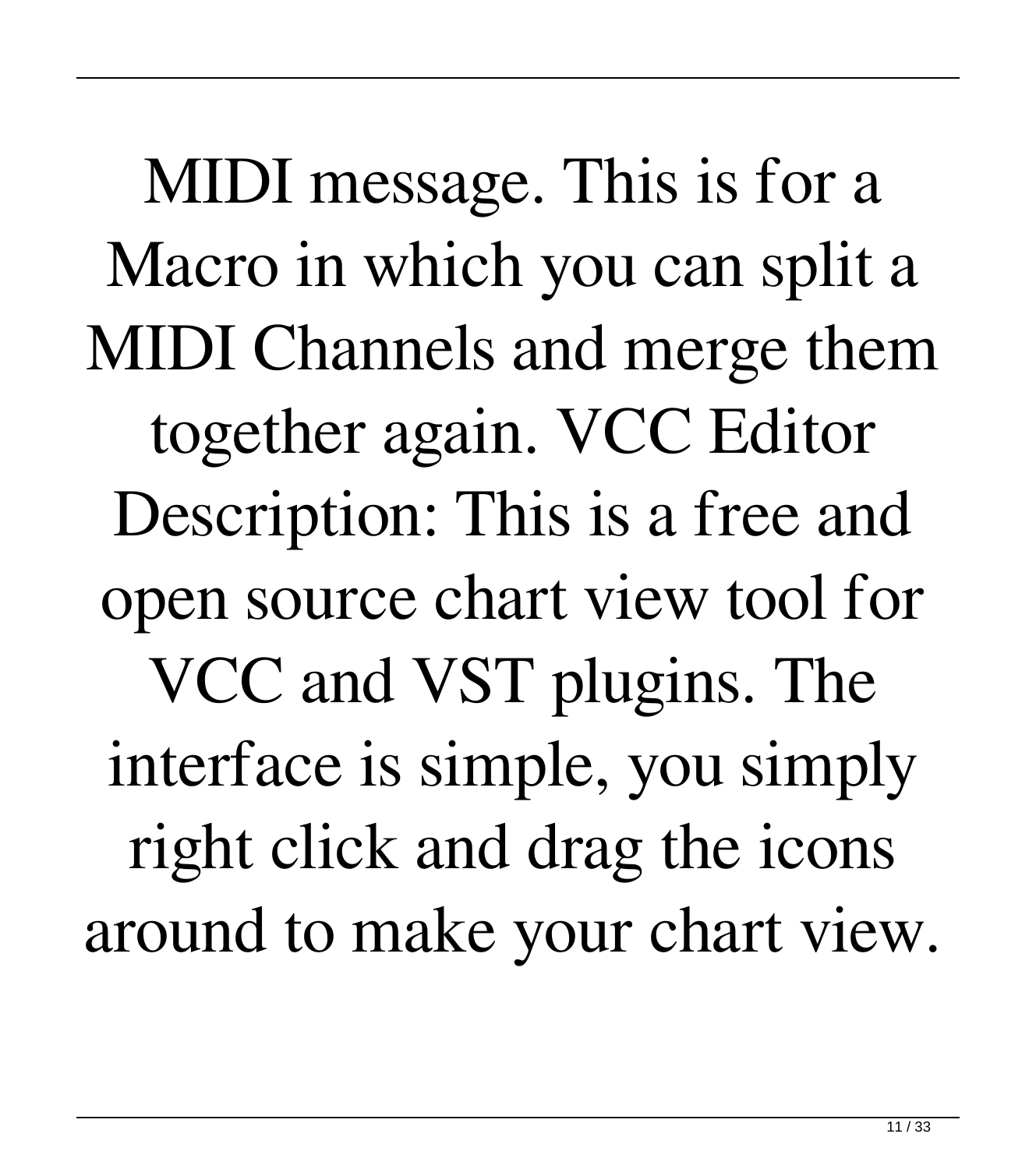MIDI message. This is for a Macro in which you can split a MIDI Channels and merge them together again. VCC Editor Description: This is a free and open source chart view tool for VCC and VST plugins. The interface is simple, you simply right click and drag the icons around to make your chart view.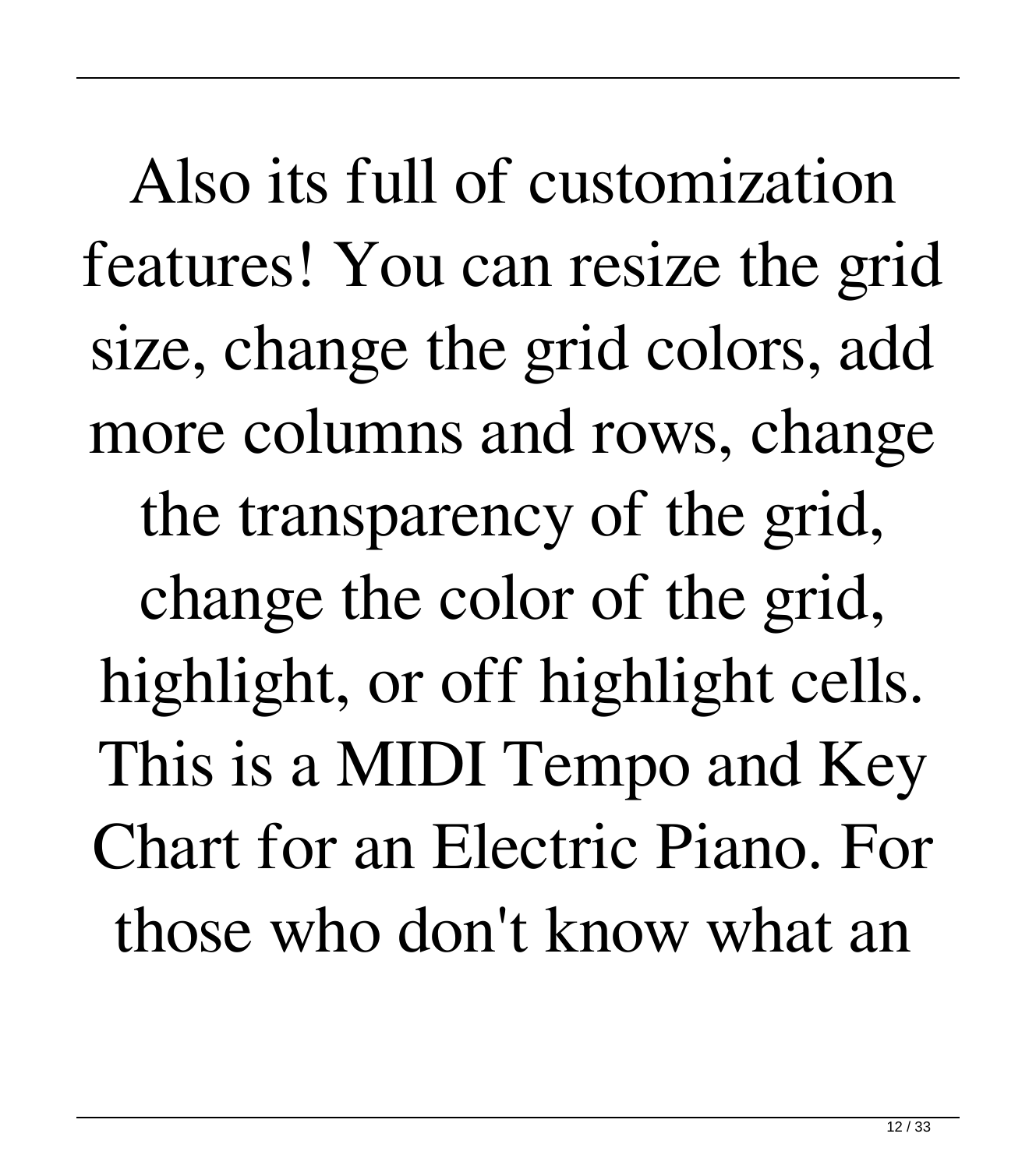Also its full of customization features! You can resize the grid size, change the grid colors, add more columns and rows, change the transparency of the grid, change the color of the grid, highlight, or off highlight cells. This is a MIDI Tempo and Key Chart for an Electric Piano. For those who don't know what an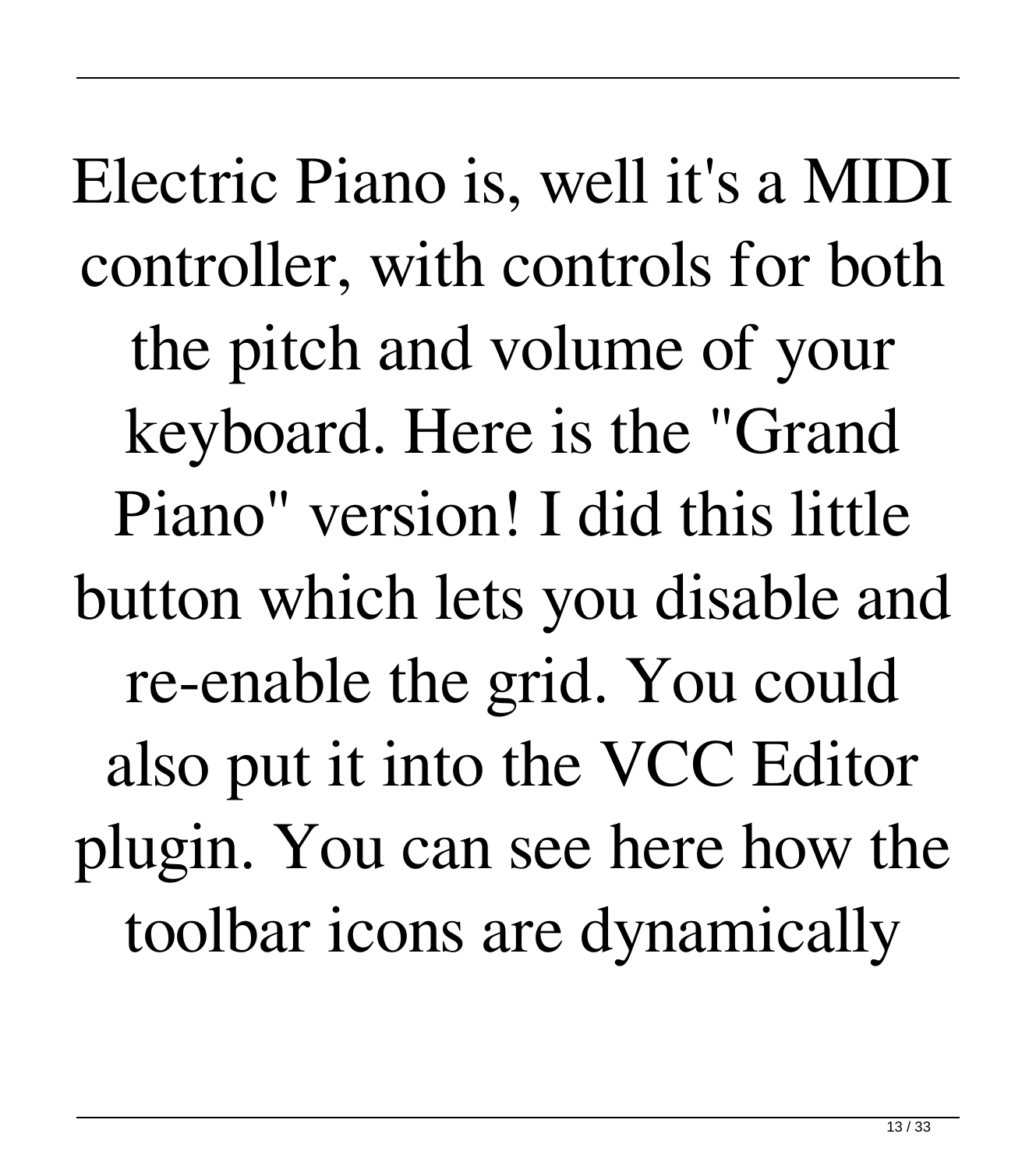Electric Piano is, well it's a MIDI controller, with controls for both the pitch and volume of your keyboard. Here is the "Grand Piano" version! I did this little button which lets you disable and re-enable the grid. You could also put it into the VCC Editor plugin. You can see here how the toolbar icons are dynamically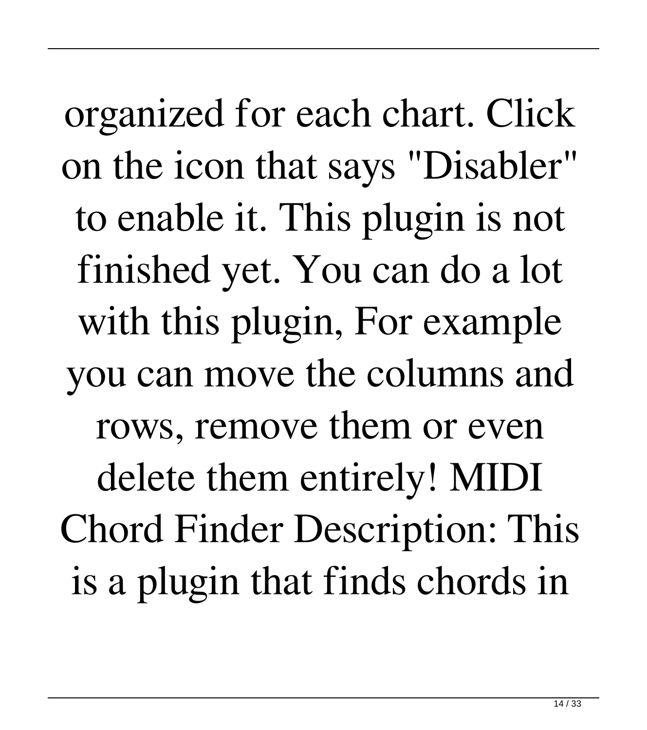organized for each chart. Click on the icon that says "Disabler" to enable it. This plugin is not finished yet. You can do a lot with this plugin, For example you can move the columns and rows, remove them or even delete them entirely! MIDI Chord Finder Description: This is a plugin that finds chords in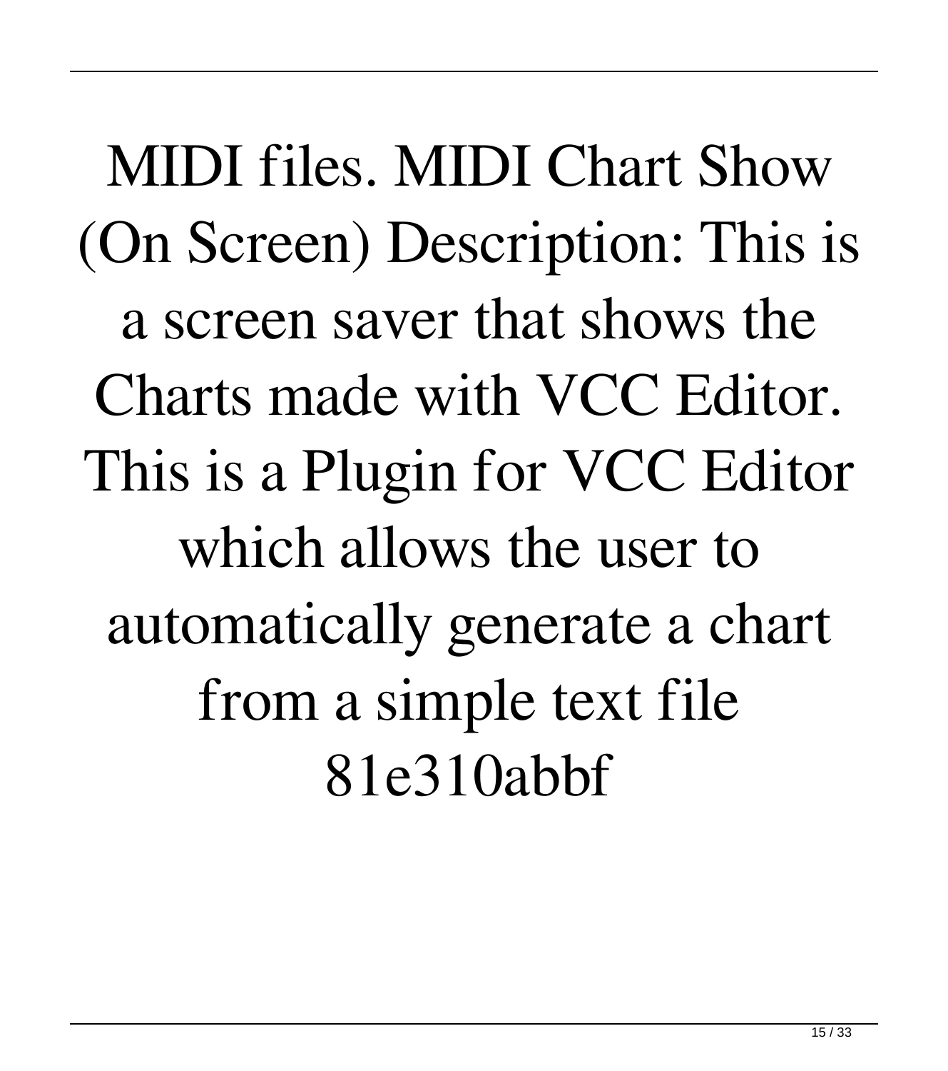MIDI files. MIDI Chart Show (On Screen) Description: This is a screen saver that shows the Charts made with VCC Editor. This is a Plugin for VCC Editor which allows the user to automatically generate a chart from a simple text file 81e310abbf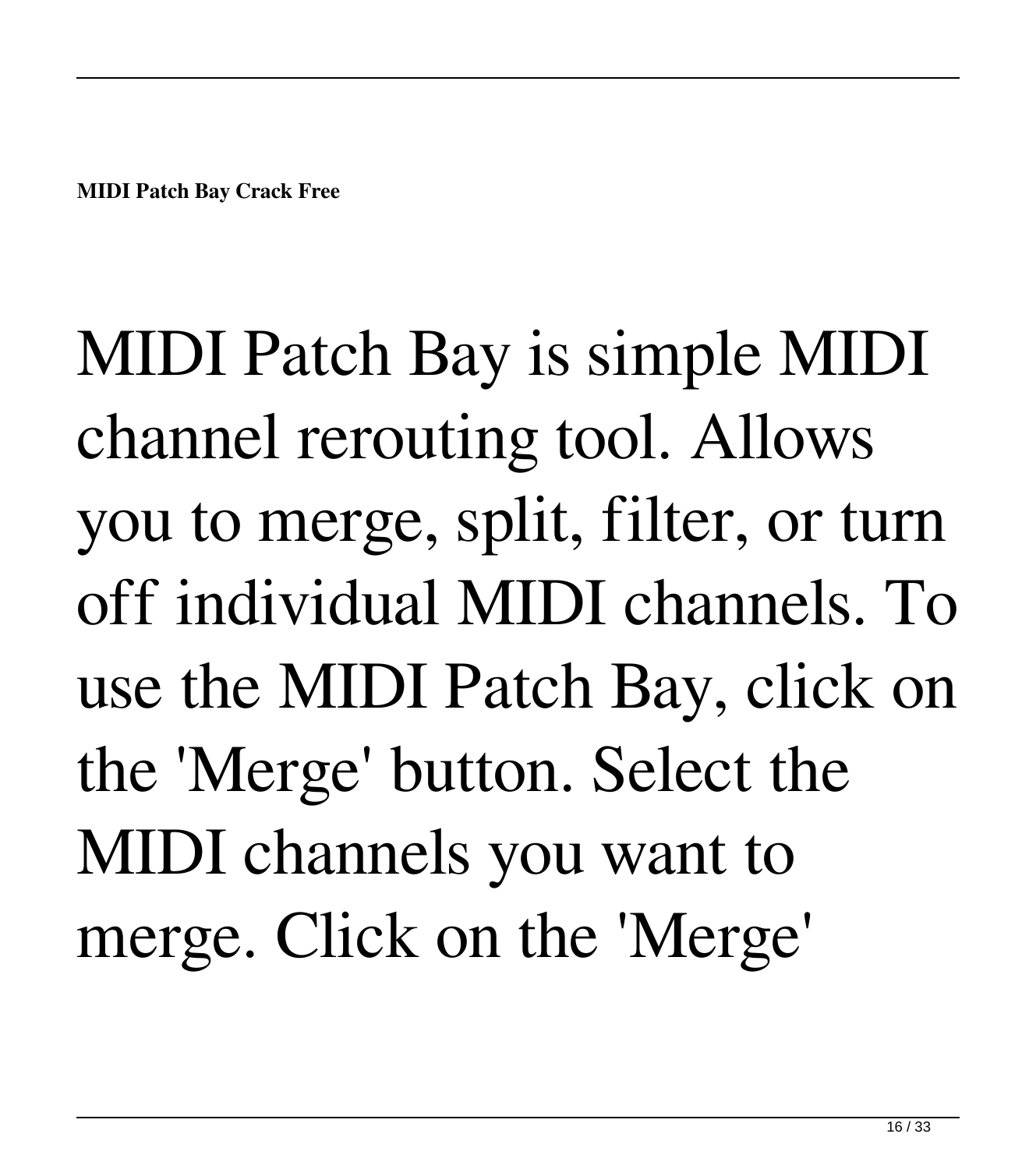**MIDI Patch Bay Crack Free**

MIDI Patch Bay is simple MIDI channel rerouting tool. Allows you to merge, split, filter, or turn off individual MIDI channels. To use the MIDI Patch Bay, click on the 'Merge' button. Select the MIDI channels you want to merge. Click on the 'Merge'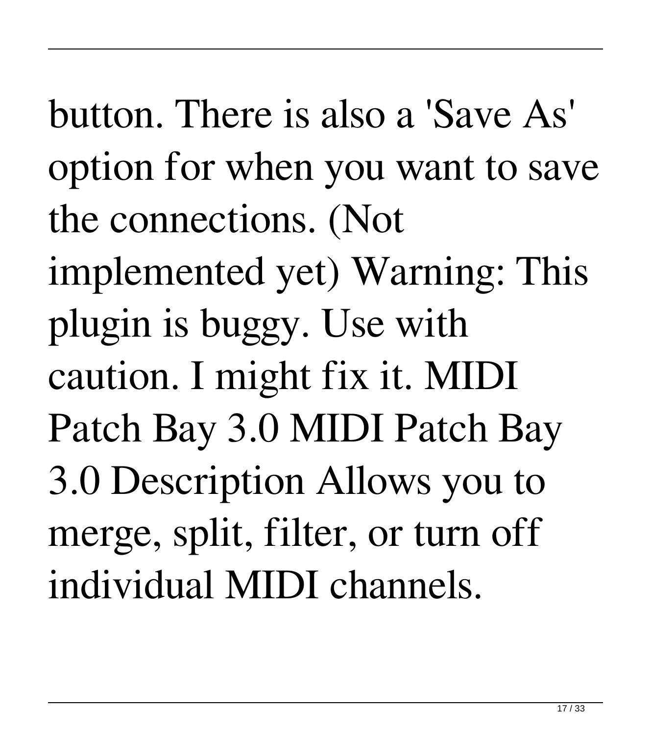button. There is also a 'Save As' option for when you want to save the connections. (Not implemented yet) Warning: This plugin is buggy. Use with caution. I might fix it. MIDI Patch Bay 3.0 MIDI Patch Bay 3.0 Description Allows you to merge, split, filter, or turn off individual MIDI channels.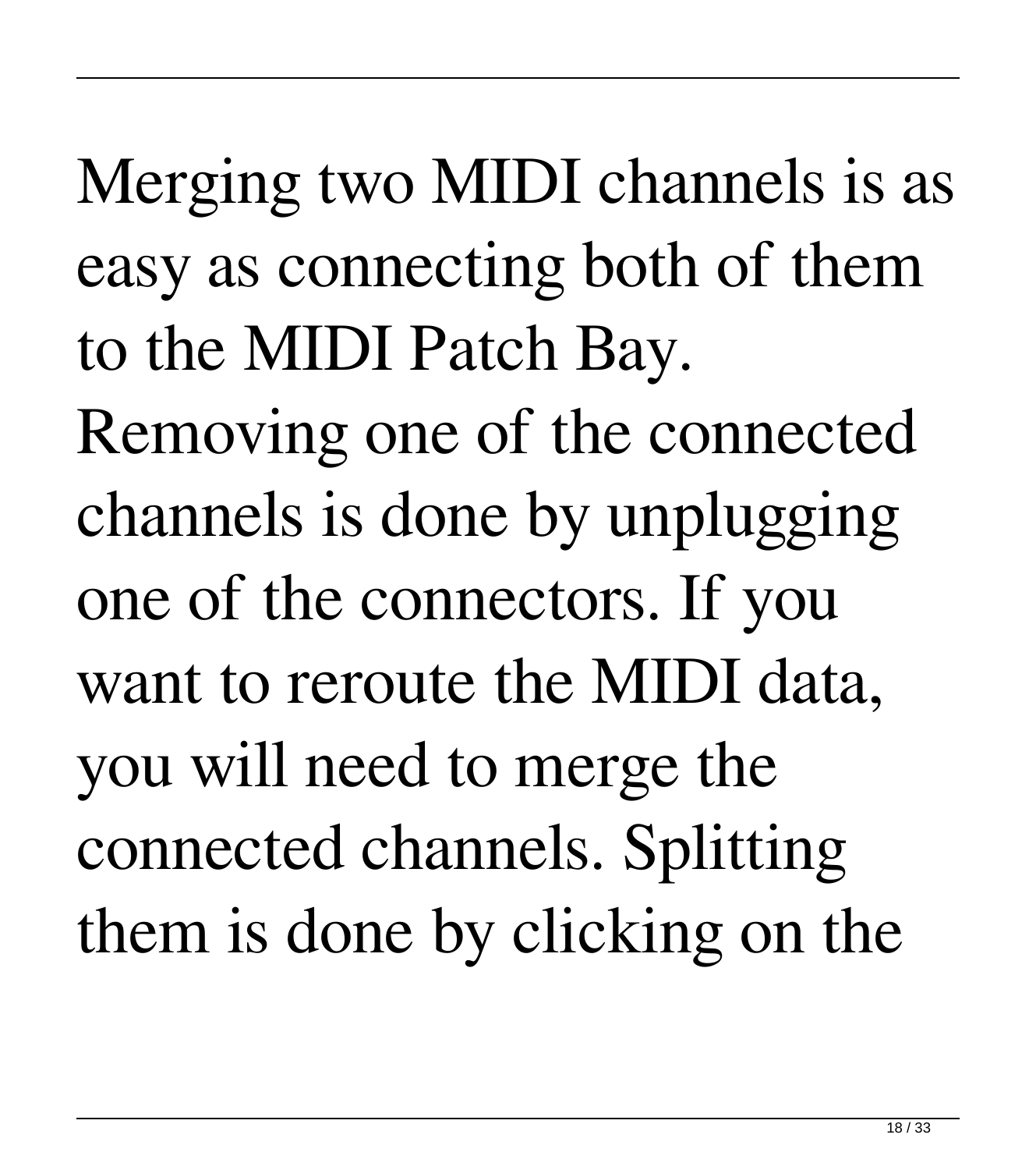Merging two MIDI channels is as easy as connecting both of them to the MIDI Patch Bay. Removing one of the connected channels is done by unplugging one of the connectors. If you want to reroute the MIDI data, you will need to merge the connected channels. Splitting them is done by clicking on the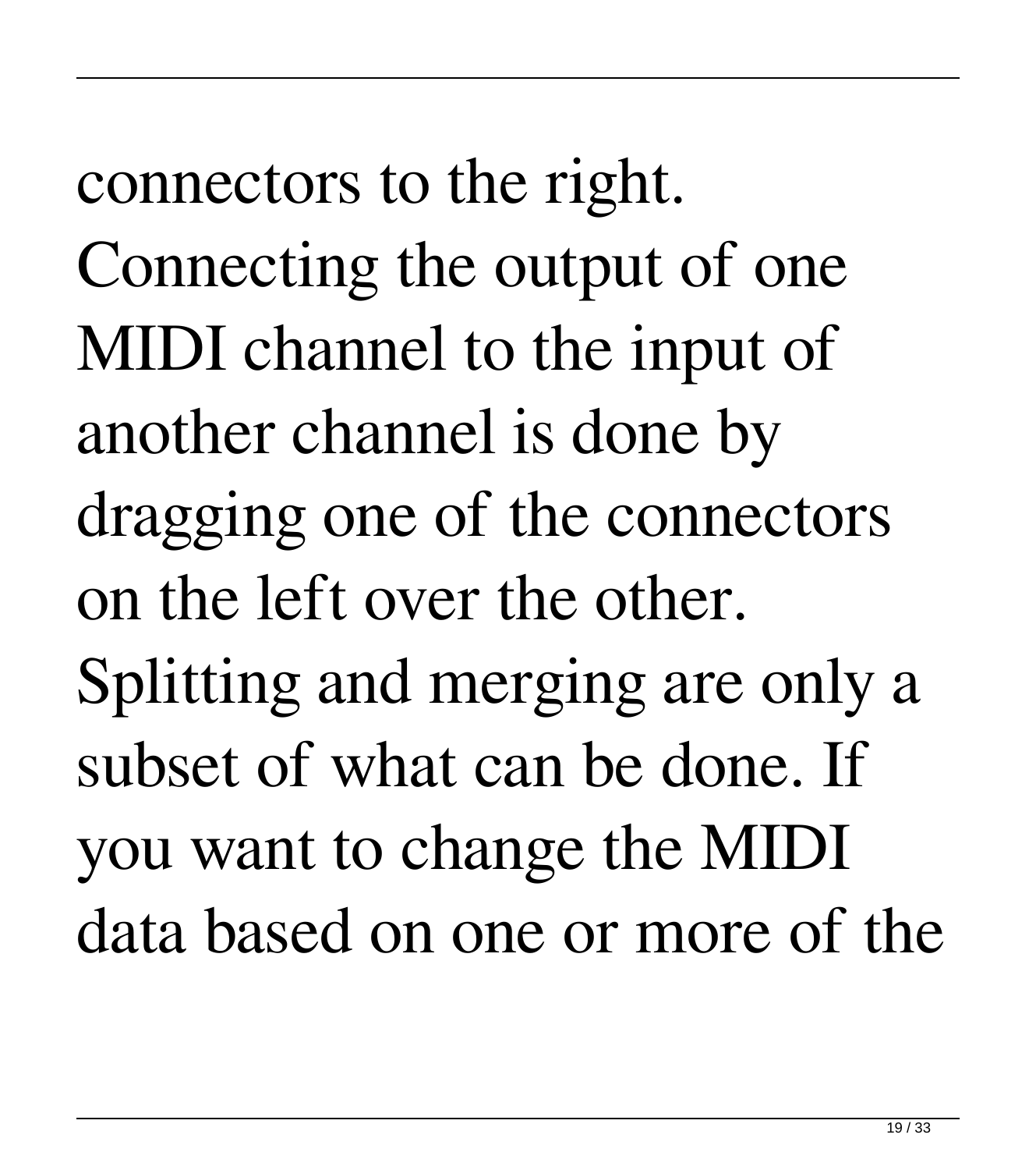connectors to the right. Connecting the output of one MIDI channel to the input of another channel is done by dragging one of the connectors on the left over the other. Splitting and merging are only a subset of what can be done. If you want to change the MIDI data based on one or more of the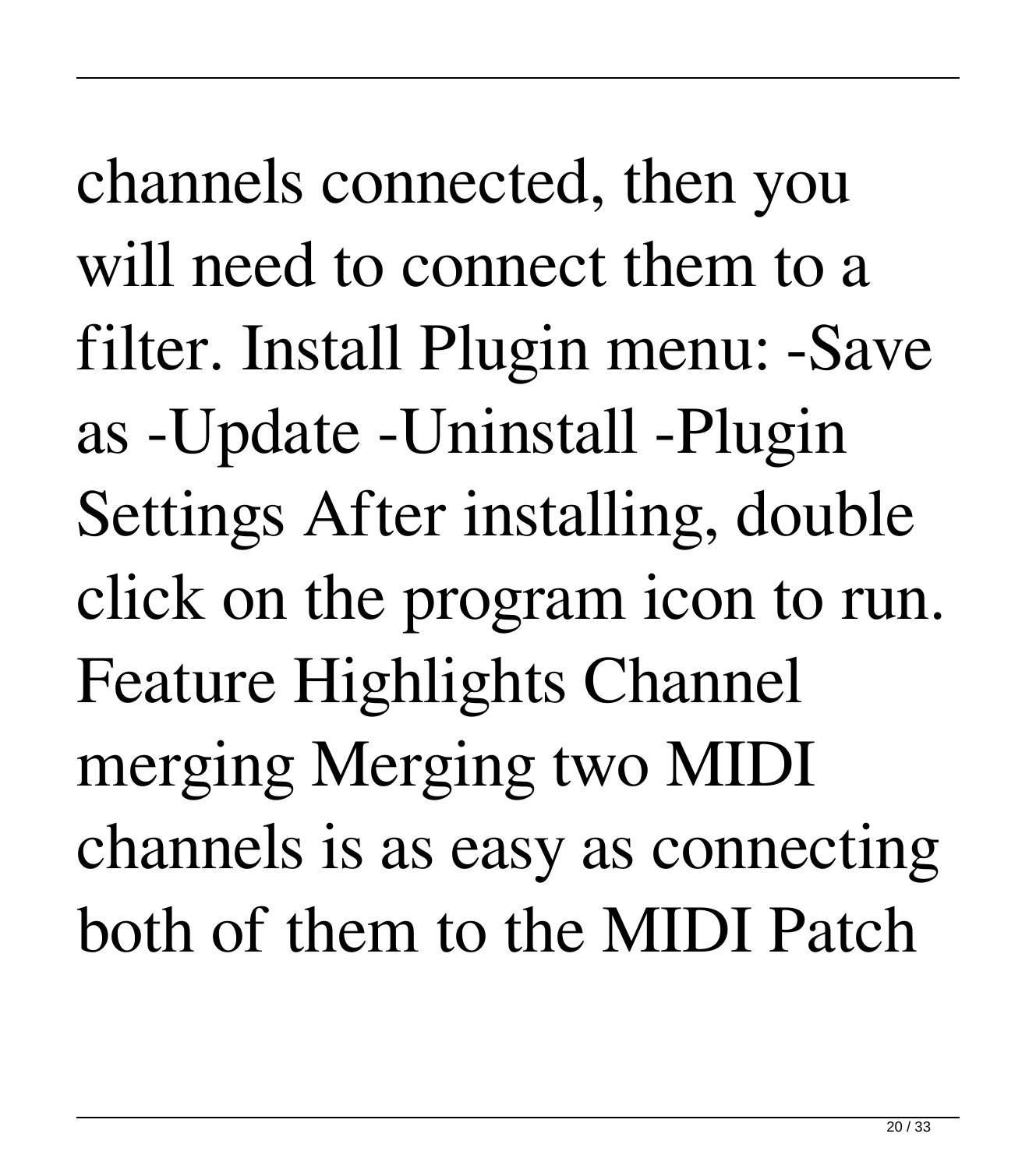channels connected, then you will need to connect them to a filter. Install Plugin menu: -Save as -Update -Uninstall -Plugin Settings After installing, double click on the program icon to run. Feature Highlights Channel merging Merging two MIDI channels is as easy as connecting both of them to the MIDI Patch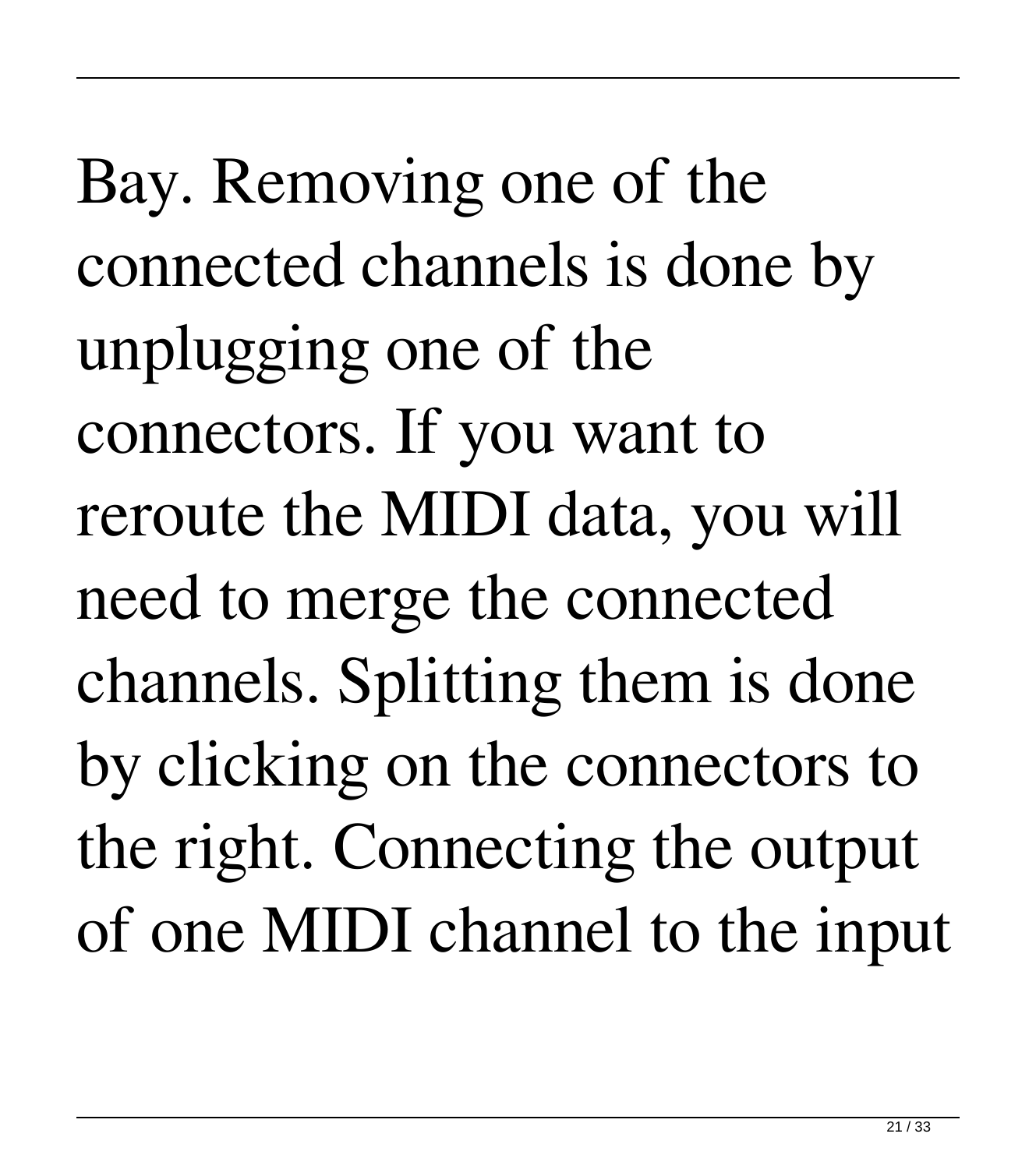Bay. Removing one of the connected channels is done by unplugging one of the connectors. If you want to reroute the MIDI data, you will need to merge the connected channels. Splitting them is done by clicking on the connectors to the right. Connecting the output of one MIDI channel to the input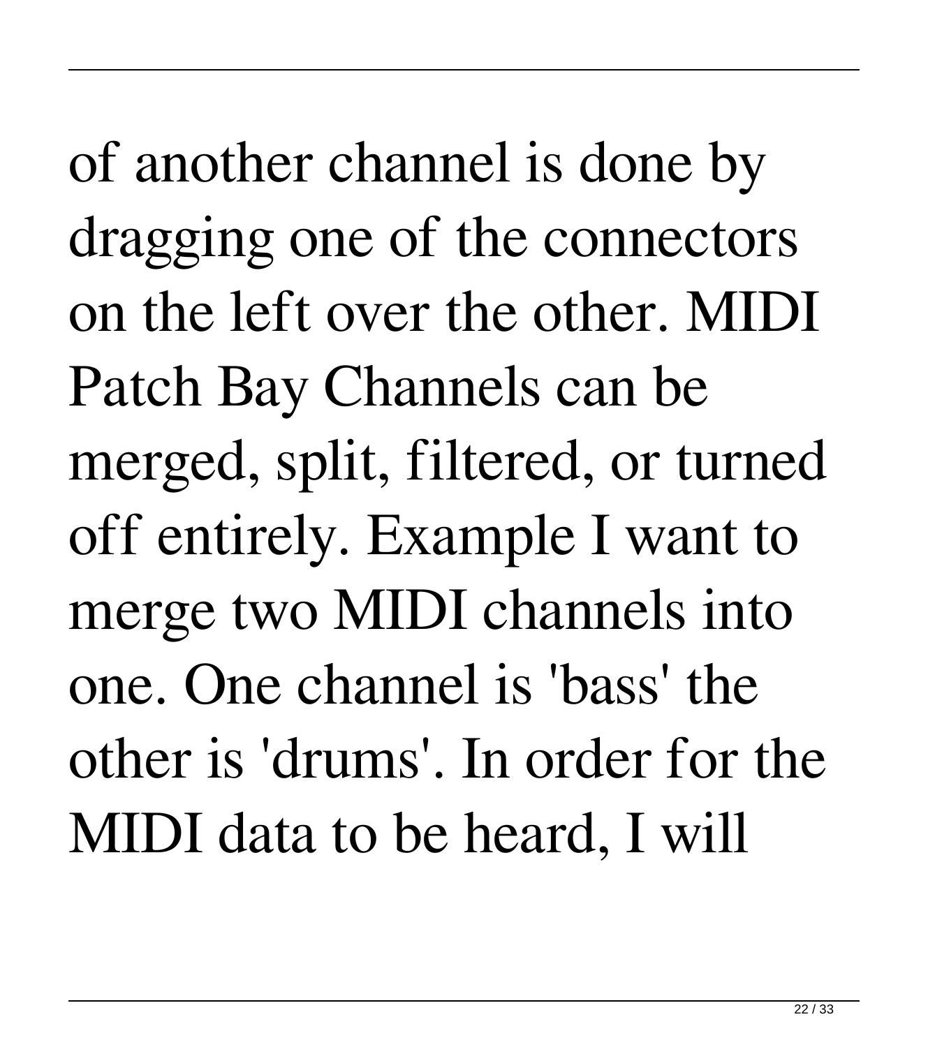of another channel is done by dragging one of the connectors on the left over the other. MIDI Patch Bay Channels can be merged, split, filtered, or turned off entirely. Example I want to merge two MIDI channels into one. One channel is 'bass' the other is 'drums'. In order for the MIDI data to be heard, I will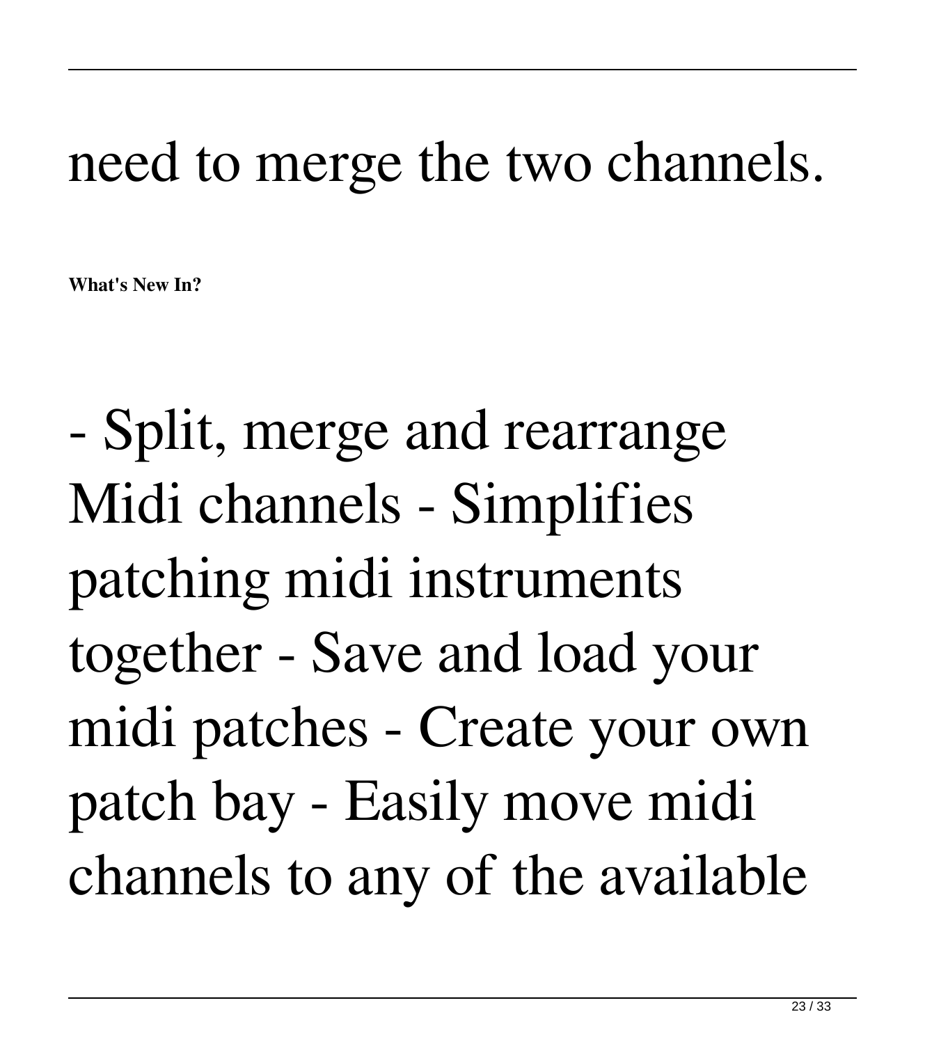need to merge the two channels.

**What's New In?**

- Split, merge and rearrange Midi channels - Simplifies patching midi instruments together - Save and load your midi patches - Create your own patch bay - Easily move midi channels to any of the available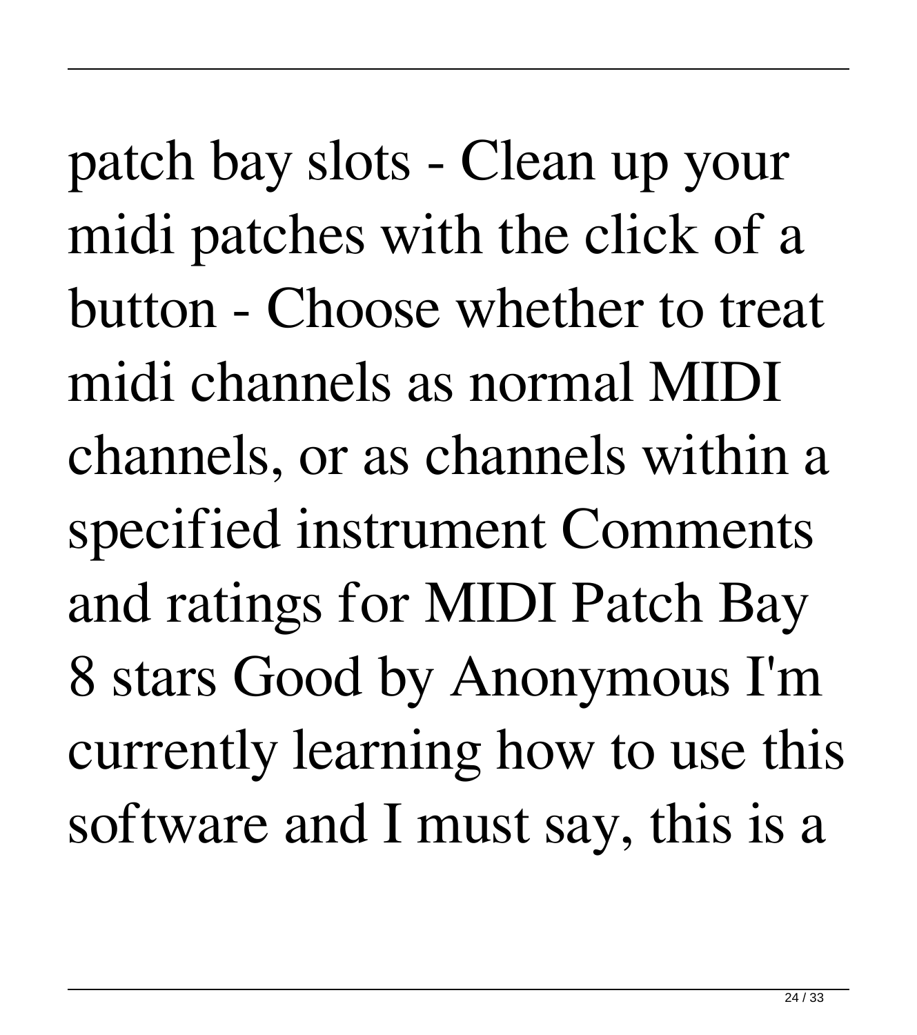patch bay slots - Clean up your midi patches with the click of a button - Choose whether to treat midi channels as normal MIDI channels, or as channels within a specified instrument Comments and ratings for MIDI Patch Bay 8 stars Good by Anonymous I'm currently learning how to use this software and I must say, this is a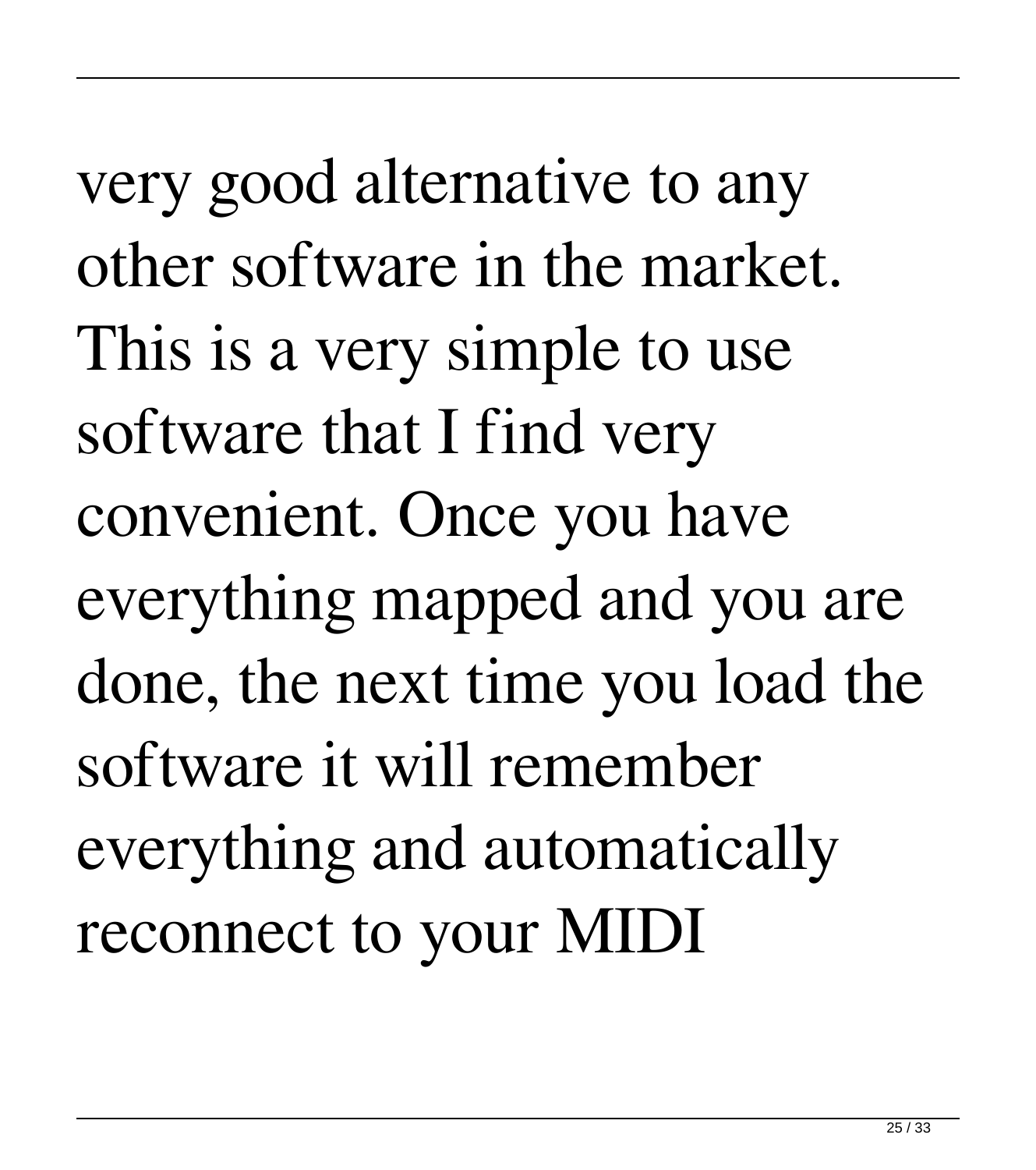very good alternative to any other software in the market. This is a very simple to use software that I find very convenient. Once you have everything mapped and you are done, the next time you load the software it will remember everything and automatically reconnect to your MIDI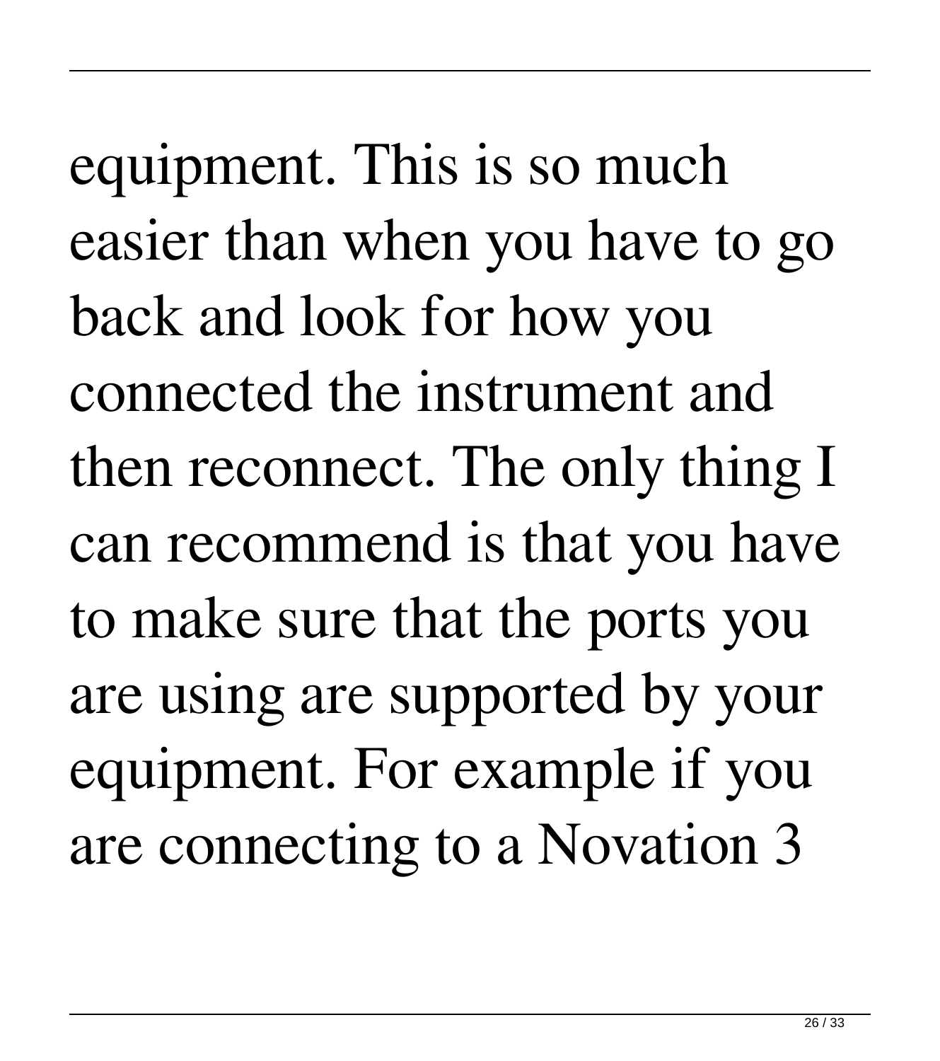equipment. This is so much easier than when you have to go back and look for how you connected the instrument and then reconnect. The only thing I can recommend is that you have to make sure that the ports you are using are supported by your equipment. For example if you are connecting to a Novation 3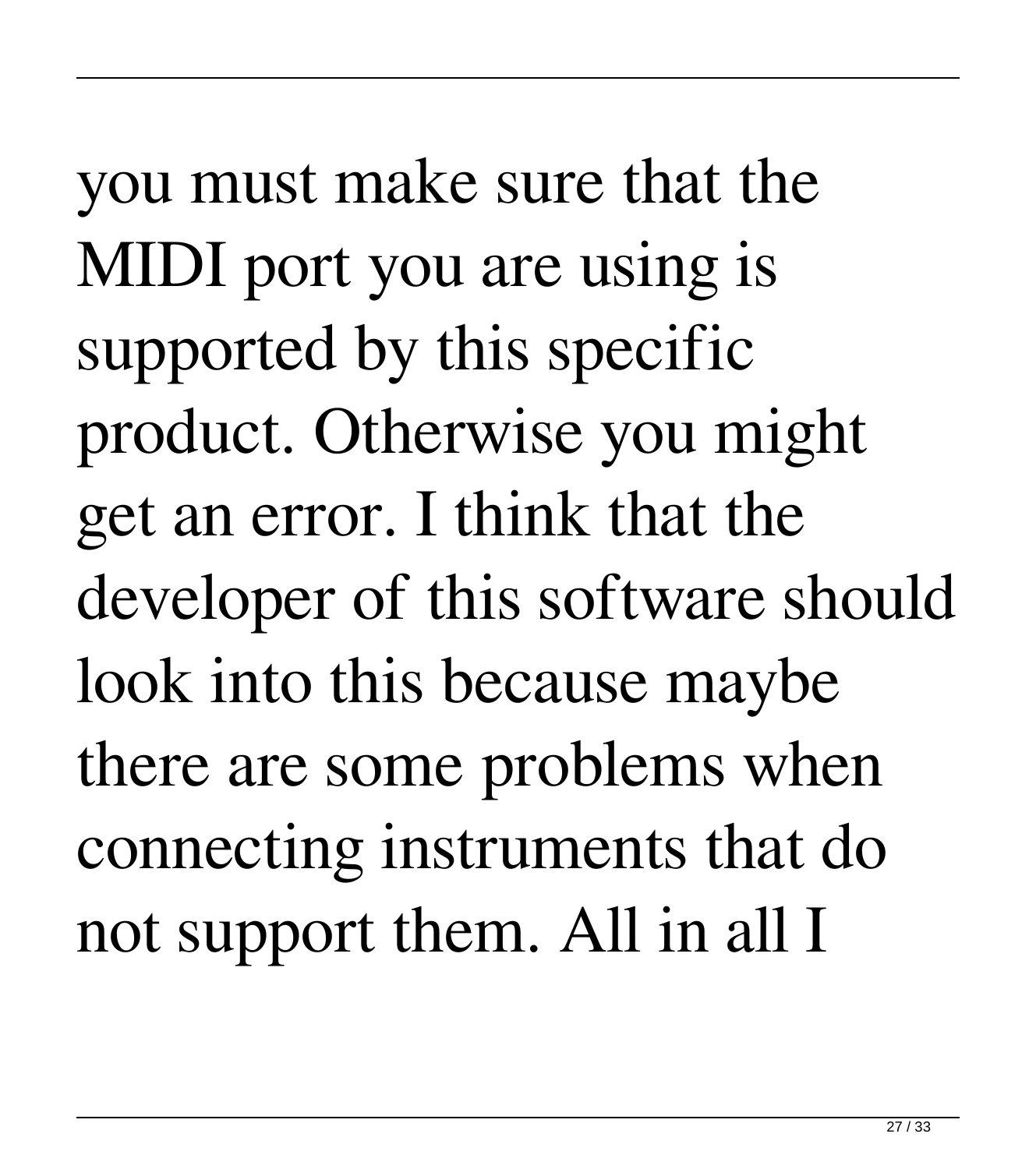you must make sure that the MIDI port you are using is supported by this specific product. Otherwise you might get an error. I think that the developer of this software should look into this because maybe there are some problems when connecting instruments that do not support them. All in all I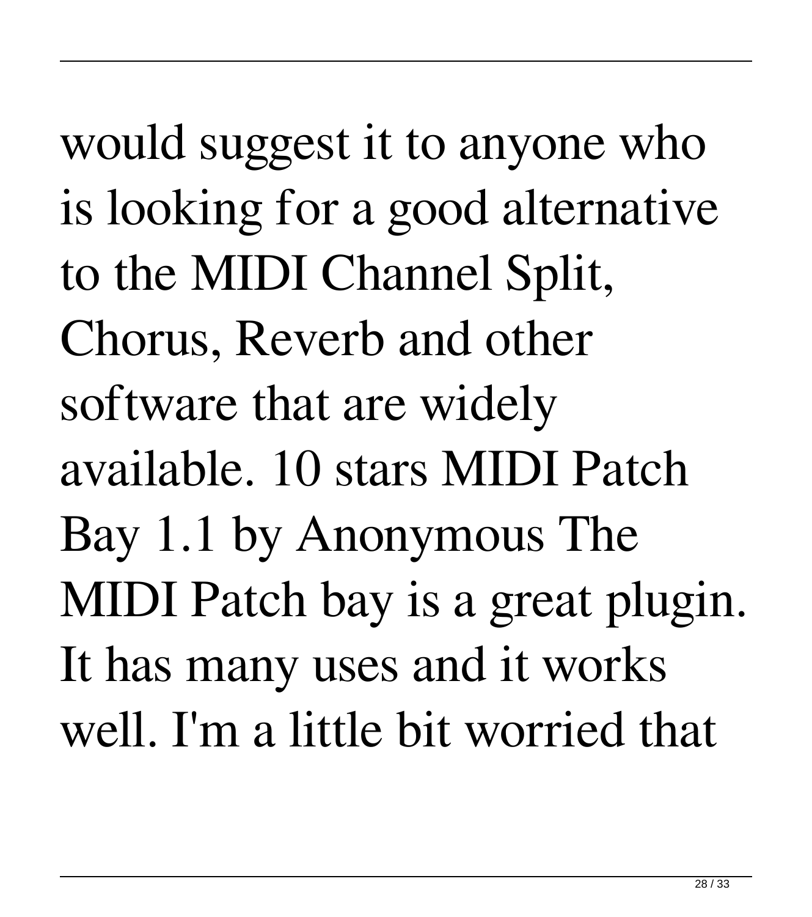would suggest it to anyone who is looking for a good alternative to the MIDI Channel Split, Chorus, Reverb and other software that are widely available. 10 stars MIDI Patch Bay 1.1 by Anonymous The MIDI Patch bay is a great plugin. It has many uses and it works well. I'm a little bit worried that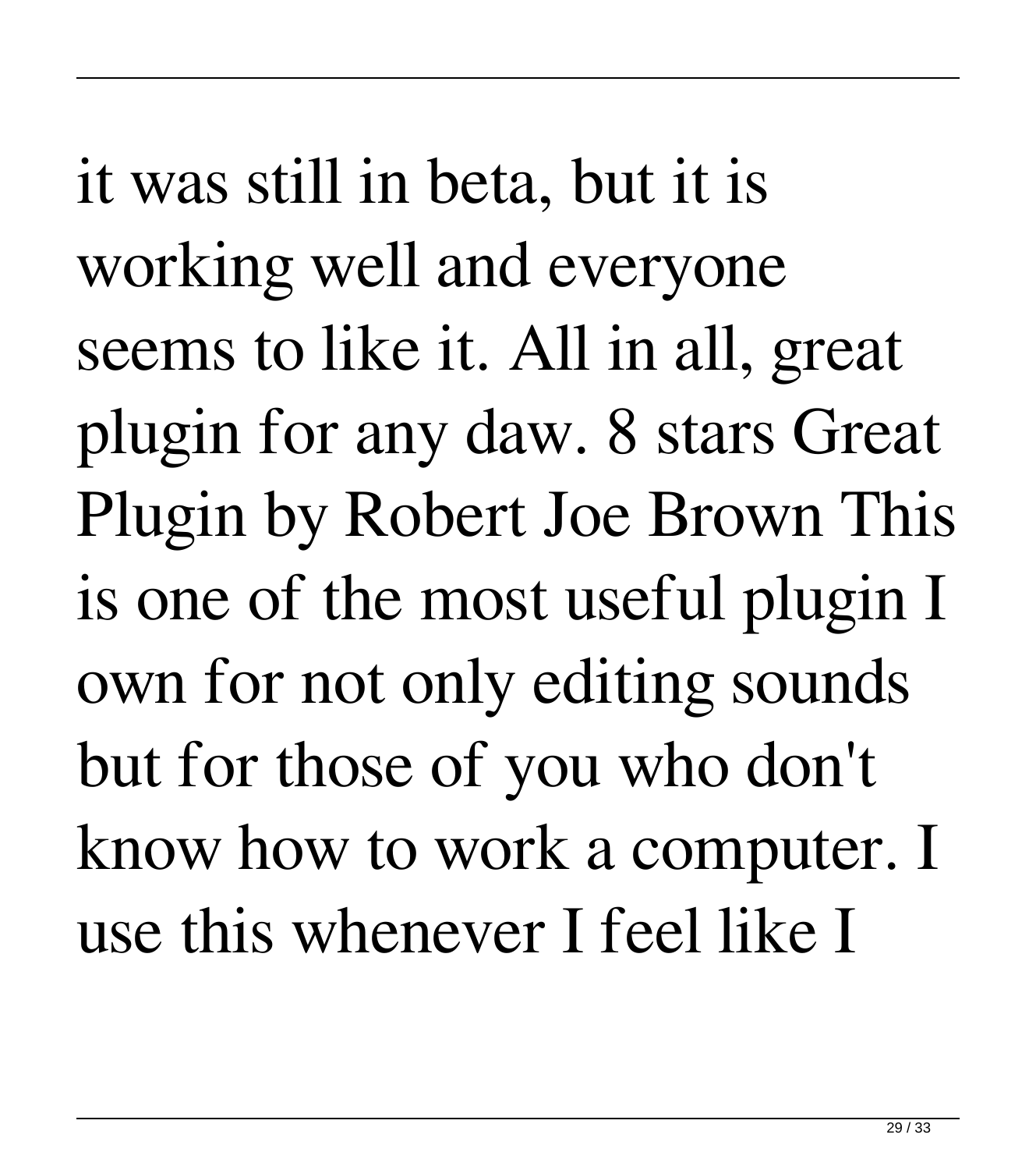it was still in beta, but it is working well and everyone seems to like it. All in all, great plugin for any daw. 8 stars Great Plugin by Robert Joe Brown This is one of the most useful plugin I own for not only editing sounds but for those of you who don't know how to work a computer. I use this whenever I feel like I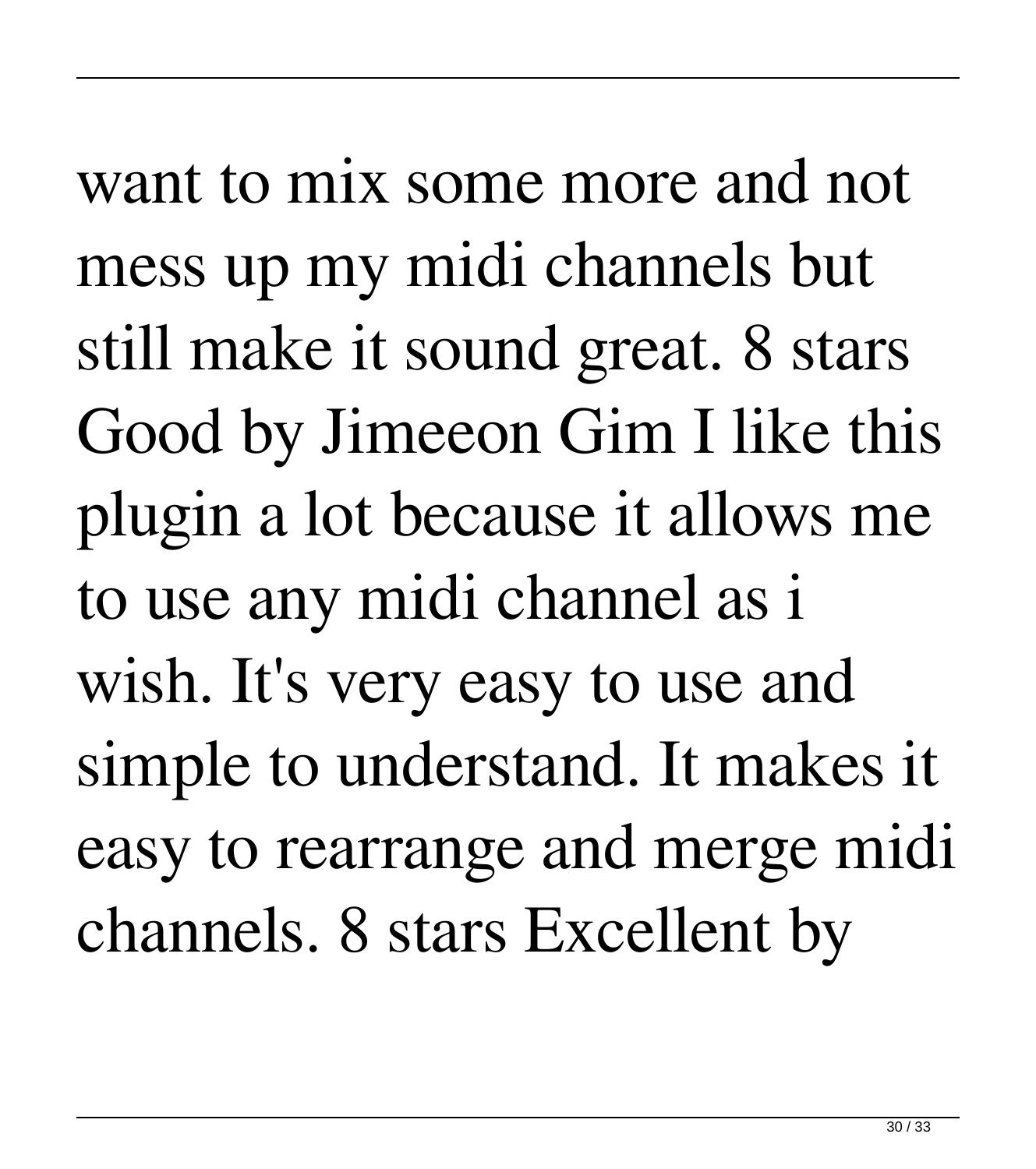want to mix some more and not mess up my midi channels but still make it sound great. 8 stars Good by Jimeeon Gim I like this plugin a lot because it allows me to use any midi channel as i wish. It's very easy to use and simple to understand. It makes it easy to rearrange and merge midi channels. 8 stars Excellent by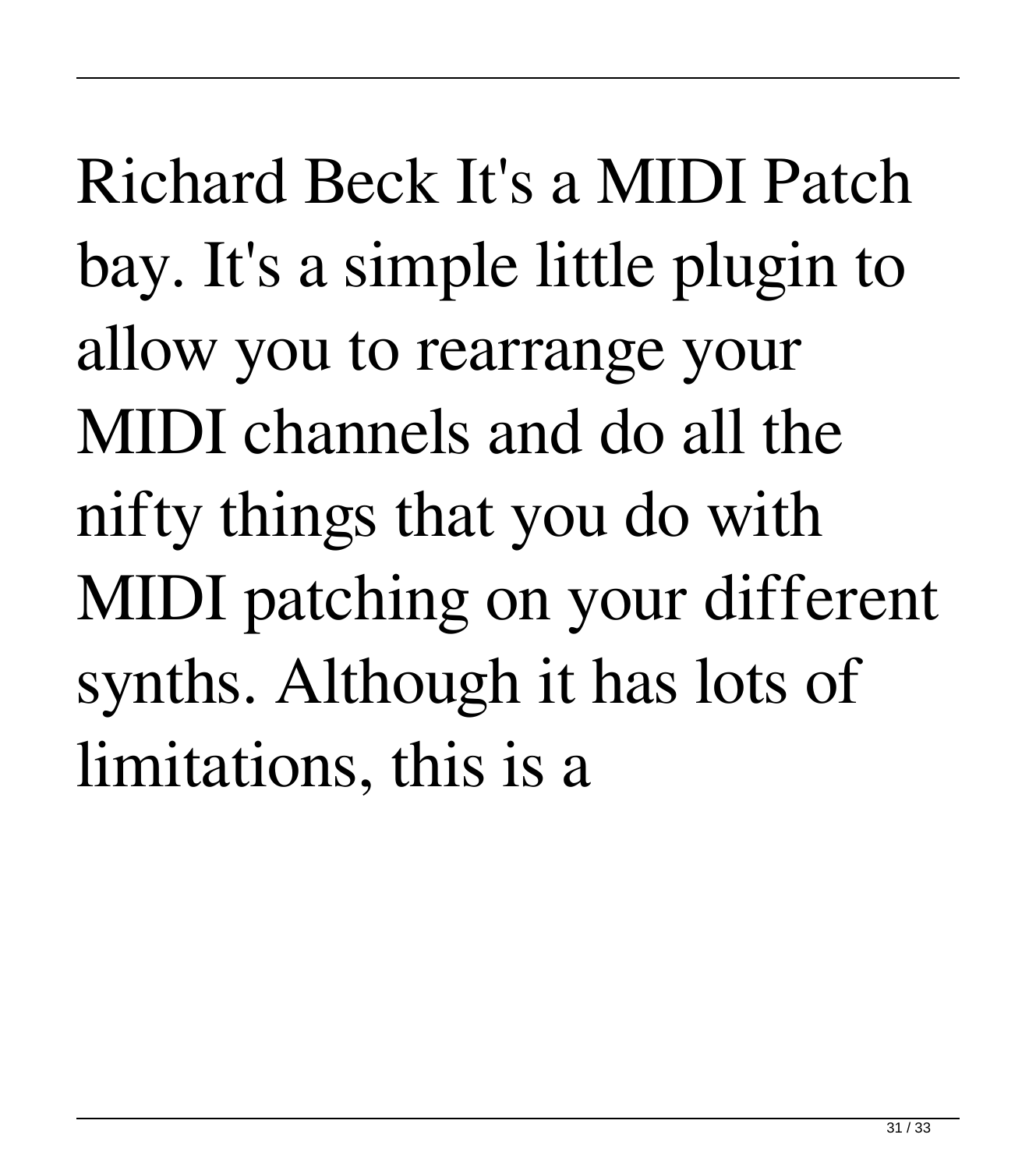Richard Beck It's a MIDI Patch bay. It's a simple little plugin to allow you to rearrange your MIDI channels and do all the nifty things that you do with MIDI patching on your different synths. Although it has lots of limitations, this is a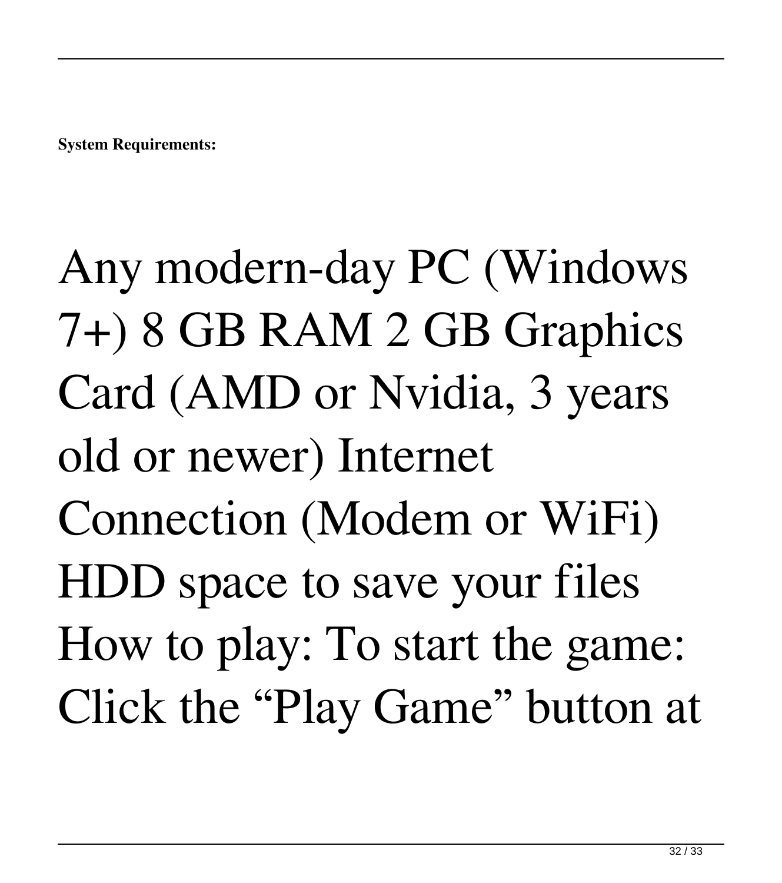**System Requirements:**

Any modern-day PC (Windows 7+) 8 GB RAM 2 GB Graphics Card (AMD or Nvidia, 3 years old or newer) Internet Connection (Modem or WiFi) HDD space to save your files How to play: To start the game: Click the “Play Game” button at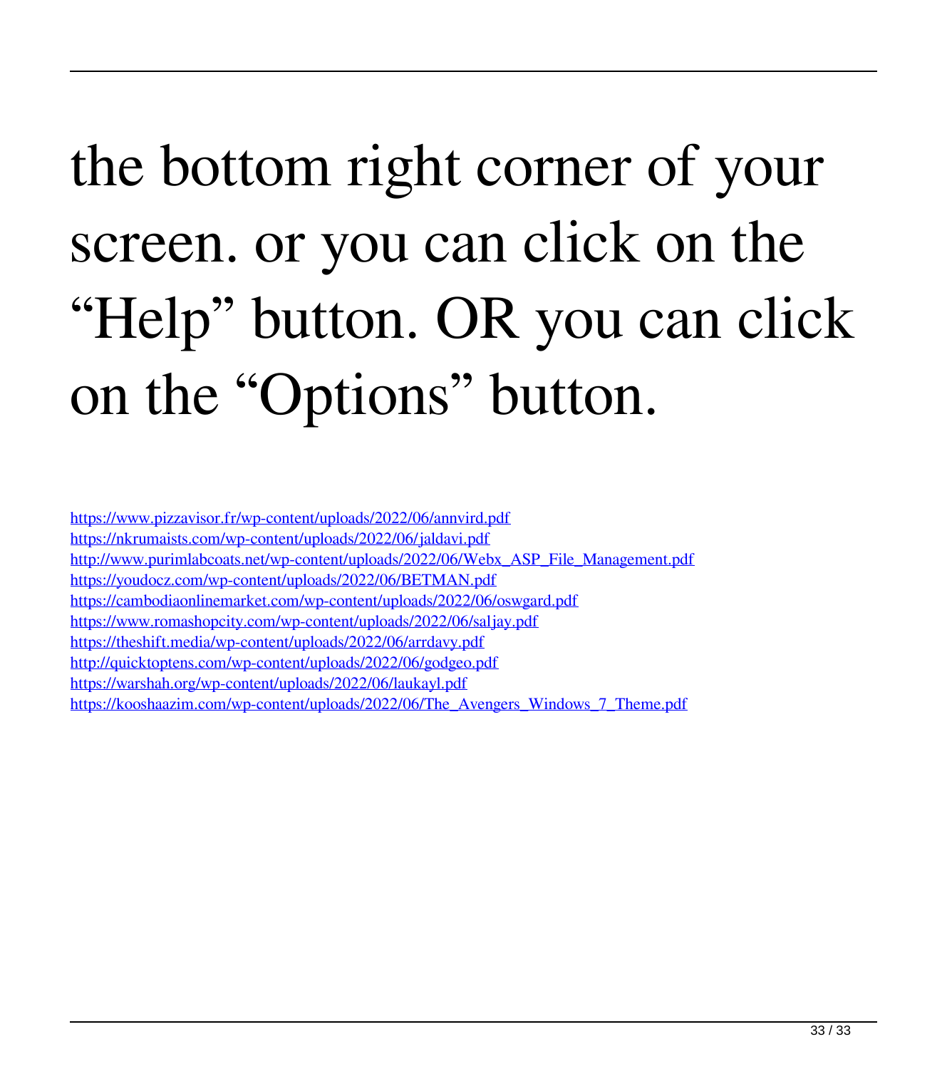the bottom right corner of your screen. or you can click on the “Help” button. OR you can click on the “Options” button.

https://www.pizzavisor.fr/wp-content/uploads/2022/06/annvird.pdf
https://nkrumaists.com/wp-content/uploads/2022/06/jaldavi.pdf
http://www.purimlabcoats.net/wp-content/uploads/2022/06/Webx_ASP_File_Management.pdf
https://youdocz.com/wp-content/uploads/2022/06/BETMAN.pdf
https://cambodiaonlinemarket.com/wp-content/uploads/2022/06/oswgard.pdf
https://www.romashopcity.com/wp-content/uploads/2022/06/saljay.pdf
https://theshift.media/wp-content/uploads/2022/06/arrdavy.pdf
http://quicktoptens.com/wp-content/uploads/2022/06/godgeo.pdf
https://warshah.org/wp-content/uploads/2022/06/laukayl.pdf
https://kooshaazim.com/wp-content/uploads/2022/06/The_Avengers_Windows_7_Theme.pdf